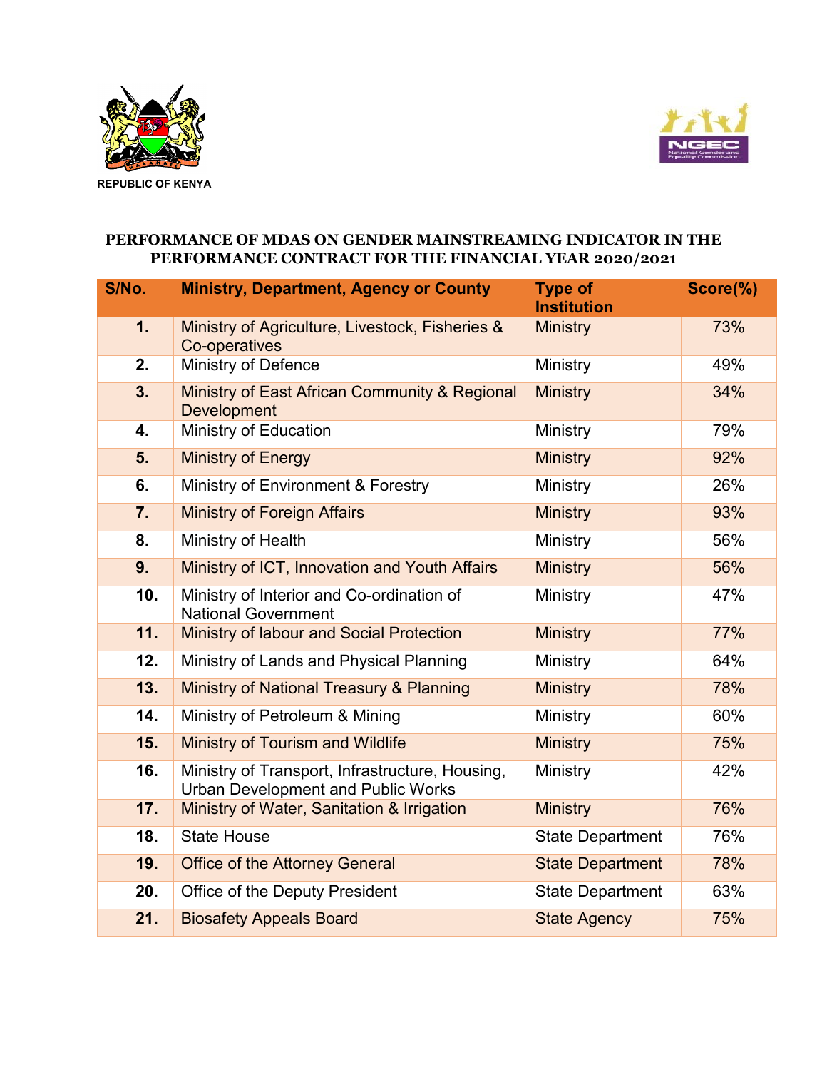REPUBLIC OF KENYA

## PERFORMANCE OF MDAS ON GENDER MAINSTREAMING INDICATOR IN THE PERFORMANCE CONTRACT FOR THE FINANCIAL YEAR 2020/2021

| S/No. | Ministry, Department, Agency or County | Type of Institution | Score(%) |
|---|---|---|---|
| 1. | Ministry of Agriculture, Livestock, Fisheries & Co-operatives | Ministry | 73% |
| 2. | Ministry of Defence | Ministry | 49% |
| 3. | Ministry of East African Community & Regional Development | Ministry | 34% |
| 4. | Ministry of Education | Ministry | 79% |
| 5. | Ministry of Energy | Ministry | 92% |
| 6. | Ministry of Environment & Forestry | Ministry | 26% |
| 7. | Ministry of Foreign Affairs | Ministry | 93% |
| 8. | Ministry of Health | Ministry | 56% |
| 9. | Ministry of ICT, Innovation and Youth Affairs | Ministry | 56% |
| 10. | Ministry of Interior and Co-ordination of National Government | Ministry | 47% |
| 11. | Ministry of labour and Social Protection | Ministry | 77% |
| 12. | Ministry of Lands and Physical Planning | Ministry | 64% |
| 13. | Ministry of National Treasury & Planning | Ministry | 78% |
| 14. | Ministry of Petroleum & Mining | Ministry | 60% |
| 15. | Ministry of Tourism and Wildlife | Ministry | 75% |
| 16. | Ministry of Transport, Infrastructure, Housing, Urban Development and Public Works | Ministry | 42% |
| 17. | Ministry of Water, Sanitation & Irrigation | Ministry | 76% |
| 18. | State House | State Department | 76% |
| 19. | Office of the Attorney General | State Department | 78% |
| 20. | Office of the Deputy President | State Department | 63% |
| 21. | Biosafety Appeals Board | State Agency | 75% |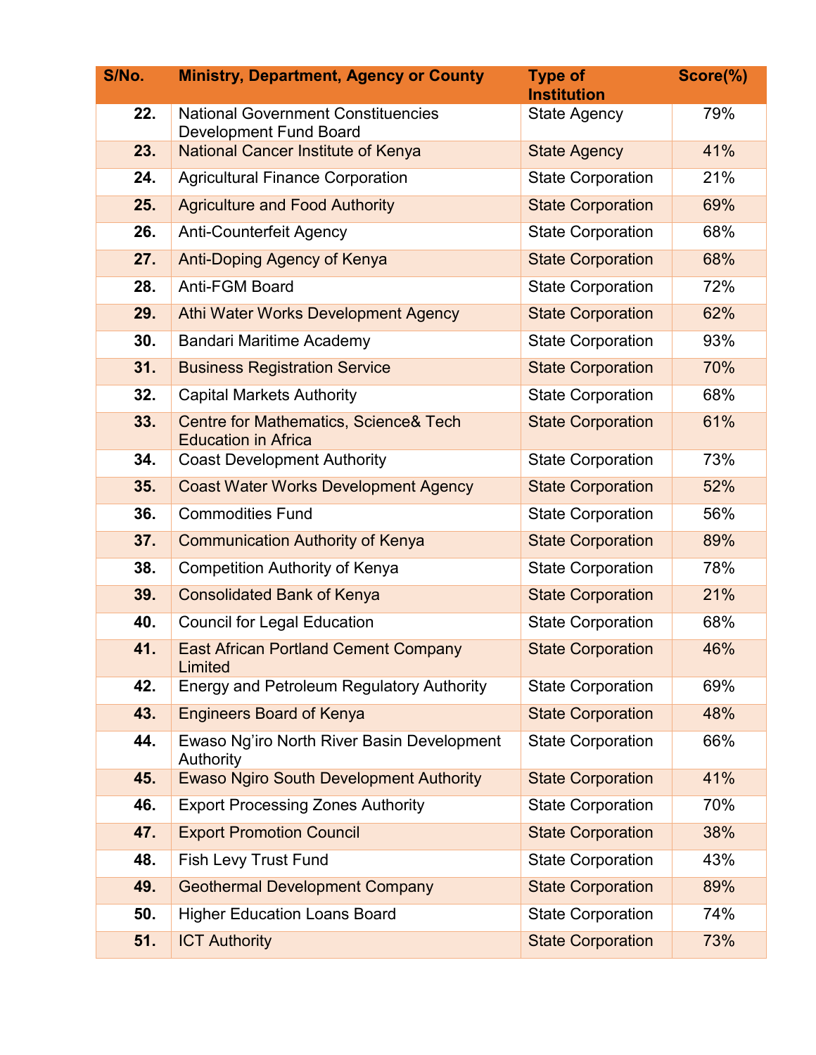| S/No. | Ministry, Department, Agency or County | Type of Institution | Score(%) |
|---|---|---|---|
| 22. | National Government Constituencies Development Fund Board | State Agency | 79% |
| 23. | National Cancer Institute of Kenya | State Agency | 41% |
| 24. | Agricultural Finance Corporation | State Corporation | 21% |
| 25. | Agriculture and Food Authority | State Corporation | 69% |
| 26. | Anti-Counterfeit Agency | State Corporation | 68% |
| 27. | Anti-Doping Agency of Kenya | State Corporation | 68% |
| 28. | Anti-FGM Board | State Corporation | 72% |
| 29. | Athi Water Works Development Agency | State Corporation | 62% |
| 30. | Bandari Maritime Academy | State Corporation | 93% |
| 31. | Business Registration Service | State Corporation | 70% |
| 32. | Capital Markets Authority | State Corporation | 68% |
| 33. | Centre for Mathematics, Science& Tech Education in Africa | State Corporation | 61% |
| 34. | Coast Development Authority | State Corporation | 73% |
| 35. | Coast Water Works Development Agency | State Corporation | 52% |
| 36. | Commodities Fund | State Corporation | 56% |
| 37. | Communication Authority of Kenya | State Corporation | 89% |
| 38. | Competition Authority of Kenya | State Corporation | 78% |
| 39. | Consolidated Bank of Kenya | State Corporation | 21% |
| 40. | Council for Legal Education | State Corporation | 68% |
| 41. | East African Portland Cement Company Limited | State Corporation | 46% |
| 42. | Energy and Petroleum Regulatory Authority | State Corporation | 69% |
| 43. | Engineers Board of Kenya | State Corporation | 48% |
| 44. | Ewaso Ng'iro North River Basin Development Authority | State Corporation | 66% |
| 45. | Ewaso Ngiro South Development Authority | State Corporation | 41% |
| 46. | Export Processing Zones Authority | State Corporation | 70% |
| 47. | Export Promotion Council | State Corporation | 38% |
| 48. | Fish Levy Trust Fund | State Corporation | 43% |
| 49. | Geothermal Development Company | State Corporation | 89% |
| 50. | Higher Education Loans Board | State Corporation | 74% |
| 51. | ICT Authority | State Corporation | 73% |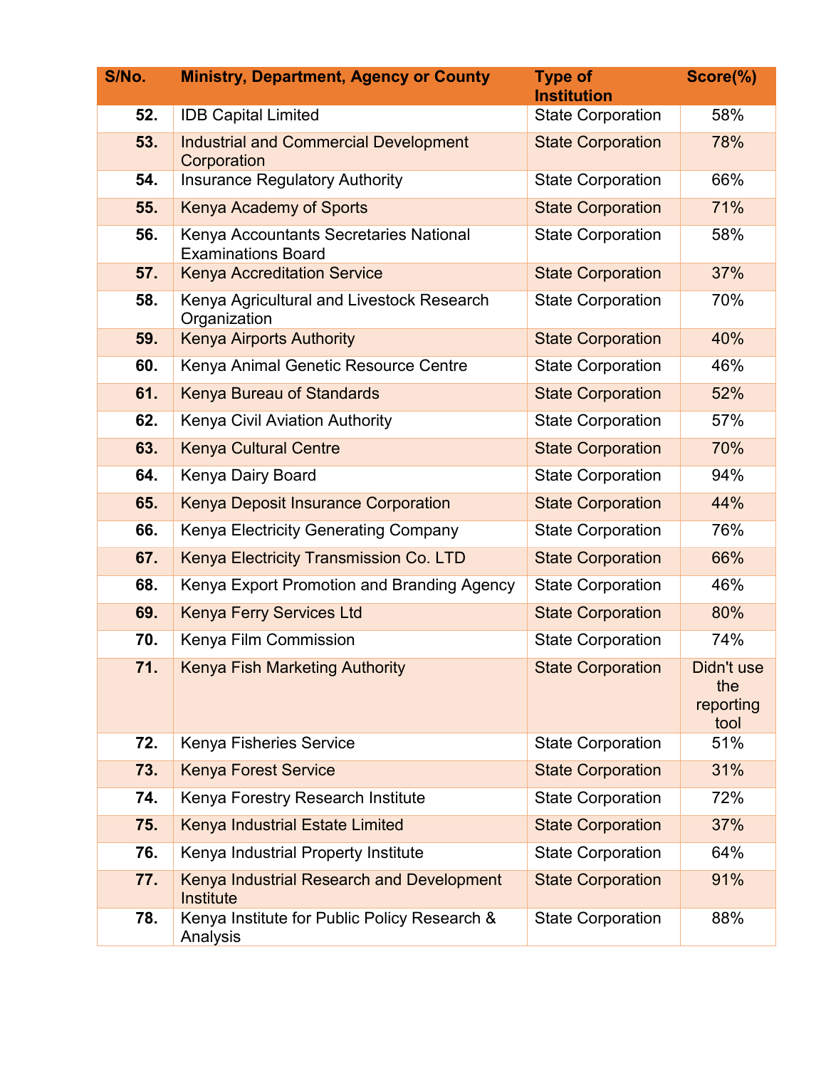| S/No. | Ministry, Department, Agency or County | Type of Institution | Score(%) |
|---|---|---|---|
| 52. | IDB Capital Limited | State Corporation | 58% |
| 53. | Industrial and Commercial Development Corporation | State Corporation | 78% |
| 54. | Insurance Regulatory Authority | State Corporation | 66% |
| 55. | Kenya Academy of Sports | State Corporation | 71% |
| 56. | Kenya Accountants Secretaries National Examinations Board | State Corporation | 58% |
| 57. | Kenya Accreditation Service | State Corporation | 37% |
| 58. | Kenya Agricultural and Livestock Research Organization | State Corporation | 70% |
| 59. | Kenya Airports Authority | State Corporation | 40% |
| 60. | Kenya Animal Genetic Resource Centre | State Corporation | 46% |
| 61. | Kenya Bureau of Standards | State Corporation | 52% |
| 62. | Kenya Civil Aviation Authority | State Corporation | 57% |
| 63. | Kenya Cultural Centre | State Corporation | 70% |
| 64. | Kenya Dairy Board | State Corporation | 94% |
| 65. | Kenya Deposit Insurance Corporation | State Corporation | 44% |
| 66. | Kenya Electricity Generating Company | State Corporation | 76% |
| 67. | Kenya Electricity Transmission Co. LTD | State Corporation | 66% |
| 68. | Kenya Export Promotion and Branding Agency | State Corporation | 46% |
| 69. | Kenya Ferry Services Ltd | State Corporation | 80% |
| 70. | Kenya Film Commission | State Corporation | 74% |
| 71. | Kenya Fish Marketing Authority | State Corporation | Didn't use the reporting tool |
| 72. | Kenya Fisheries Service | State Corporation | 51% |
| 73. | Kenya Forest Service | State Corporation | 31% |
| 74. | Kenya Forestry Research Institute | State Corporation | 72% |
| 75. | Kenya Industrial Estate Limited | State Corporation | 37% |
| 76. | Kenya Industrial Property Institute | State Corporation | 64% |
| 77. | Kenya Industrial Research and Development Institute | State Corporation | 91% |
| 78. | Kenya Institute for Public Policy Research & Analysis | State Corporation | 88% |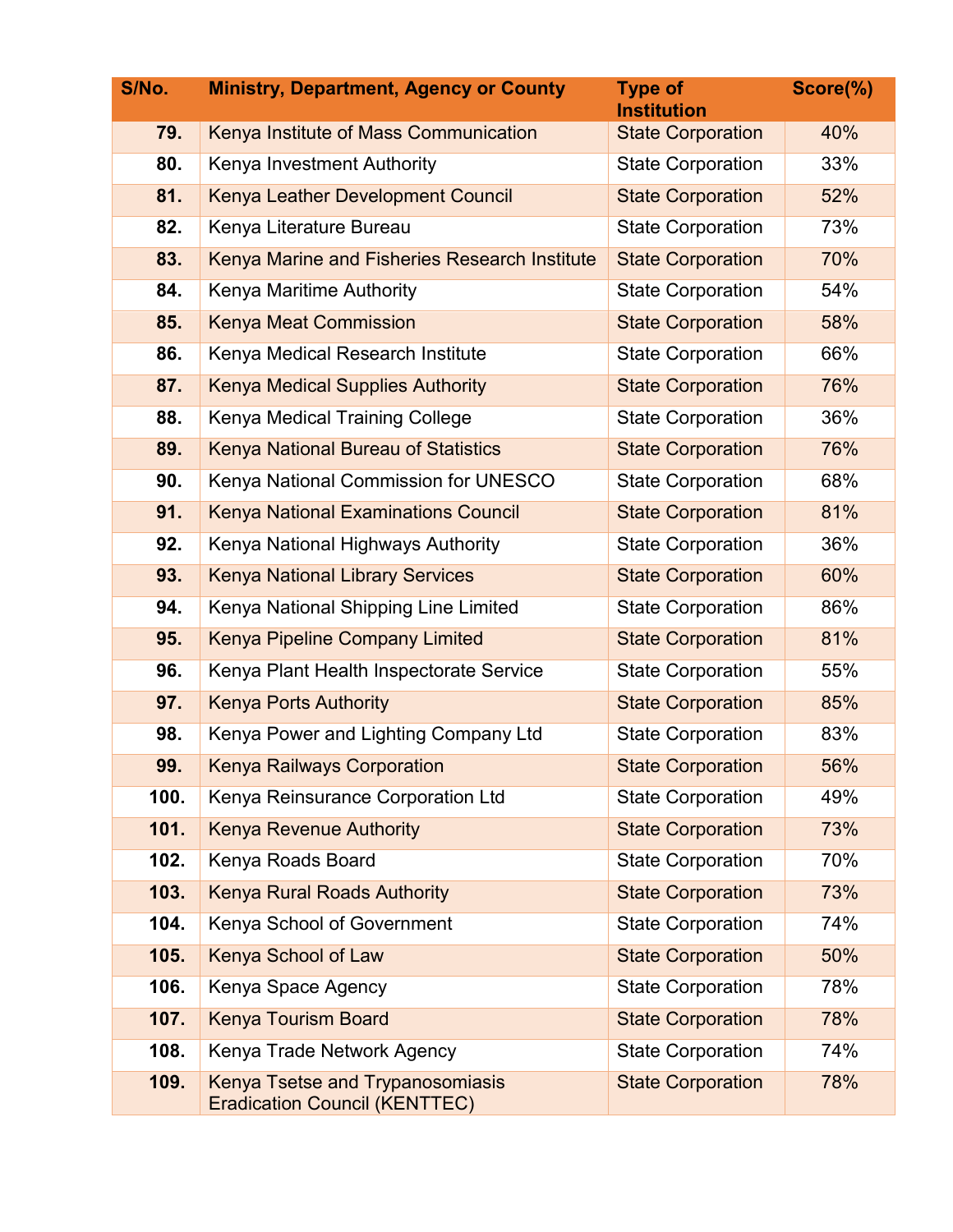| S/No. | Ministry, Department, Agency or County | Type of Institution | Score(%) |
|---|---|---|---|
| 79. | Kenya Institute of Mass Communication | State Corporation | 40% |
| 80. | Kenya Investment Authority | State Corporation | 33% |
| 81. | Kenya Leather Development Council | State Corporation | 52% |
| 82. | Kenya Literature Bureau | State Corporation | 73% |
| 83. | Kenya Marine and Fisheries Research Institute | State Corporation | 70% |
| 84. | Kenya Maritime Authority | State Corporation | 54% |
| 85. | Kenya Meat Commission | State Corporation | 58% |
| 86. | Kenya Medical Research Institute | State Corporation | 66% |
| 87. | Kenya Medical Supplies Authority | State Corporation | 76% |
| 88. | Kenya Medical Training College | State Corporation | 36% |
| 89. | Kenya National Bureau of Statistics | State Corporation | 76% |
| 90. | Kenya National Commission for UNESCO | State Corporation | 68% |
| 91. | Kenya National Examinations Council | State Corporation | 81% |
| 92. | Kenya National Highways Authority | State Corporation | 36% |
| 93. | Kenya National Library Services | State Corporation | 60% |
| 94. | Kenya National Shipping Line Limited | State Corporation | 86% |
| 95. | Kenya Pipeline Company Limited | State Corporation | 81% |
| 96. | Kenya Plant Health Inspectorate Service | State Corporation | 55% |
| 97. | Kenya Ports Authority | State Corporation | 85% |
| 98. | Kenya Power and Lighting Company Ltd | State Corporation | 83% |
| 99. | Kenya Railways Corporation | State Corporation | 56% |
| 100. | Kenya Reinsurance Corporation Ltd | State Corporation | 49% |
| 101. | Kenya Revenue Authority | State Corporation | 73% |
| 102. | Kenya Roads Board | State Corporation | 70% |
| 103. | Kenya Rural Roads Authority | State Corporation | 73% |
| 104. | Kenya School of Government | State Corporation | 74% |
| 105. | Kenya School of Law | State Corporation | 50% |
| 106. | Kenya Space Agency | State Corporation | 78% |
| 107. | Kenya Tourism Board | State Corporation | 78% |
| 108. | Kenya Trade Network Agency | State Corporation | 74% |
| 109. | Kenya Tsetse and Trypanosomiasis Eradication Council (KENTTEC) | State Corporation | 78% |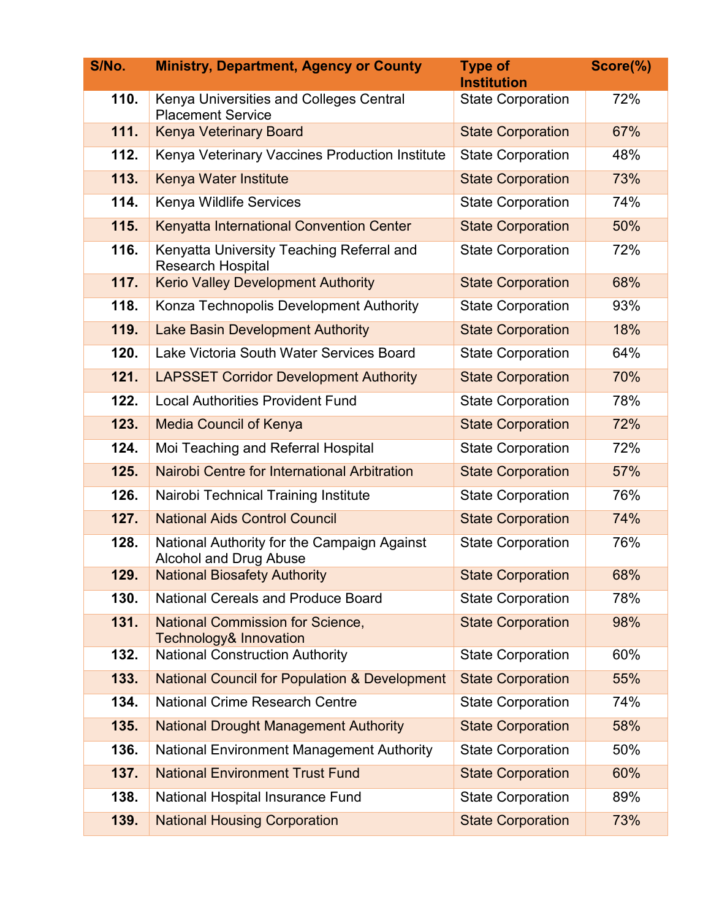| S/No. | Ministry, Department, Agency or County | Type of Institution | Score(%) |
| --- | --- | --- | --- |
| 110. | Kenya Universities and Colleges Central Placement Service | State Corporation | 72% |
| 111. | Kenya Veterinary Board | State Corporation | 67% |
| 112. | Kenya Veterinary Vaccines Production Institute | State Corporation | 48% |
| 113. | Kenya Water Institute | State Corporation | 73% |
| 114. | Kenya Wildlife Services | State Corporation | 74% |
| 115. | Kenyatta International Convention Center | State Corporation | 50% |
| 116. | Kenyatta University Teaching Referral and Research Hospital | State Corporation | 72% |
| 117. | Kerio Valley Development Authority | State Corporation | 68% |
| 118. | Konza Technopolis Development Authority | State Corporation | 93% |
| 119. | Lake Basin Development Authority | State Corporation | 18% |
| 120. | Lake Victoria South Water Services Board | State Corporation | 64% |
| 121. | LAPSSET Corridor Development Authority | State Corporation | 70% |
| 122. | Local Authorities Provident Fund | State Corporation | 78% |
| 123. | Media Council of Kenya | State Corporation | 72% |
| 124. | Moi Teaching and Referral Hospital | State Corporation | 72% |
| 125. | Nairobi Centre for International Arbitration | State Corporation | 57% |
| 126. | Nairobi Technical Training Institute | State Corporation | 76% |
| 127. | National Aids Control Council | State Corporation | 74% |
| 128. | National Authority for the Campaign Against Alcohol and Drug Abuse | State Corporation | 76% |
| 129. | National Biosafety Authority | State Corporation | 68% |
| 130. | National Cereals and Produce Board | State Corporation | 78% |
| 131. | National Commission for Science, Technology& Innovation | State Corporation | 98% |
| 132. | National Construction Authority | State Corporation | 60% |
| 133. | National Council for Population & Development | State Corporation | 55% |
| 134. | National Crime Research Centre | State Corporation | 74% |
| 135. | National Drought Management Authority | State Corporation | 58% |
| 136. | National Environment Management Authority | State Corporation | 50% |
| 137. | National Environment Trust Fund | State Corporation | 60% |
| 138. | National Hospital Insurance Fund | State Corporation | 89% |
| 139. | National Housing Corporation | State Corporation | 73% |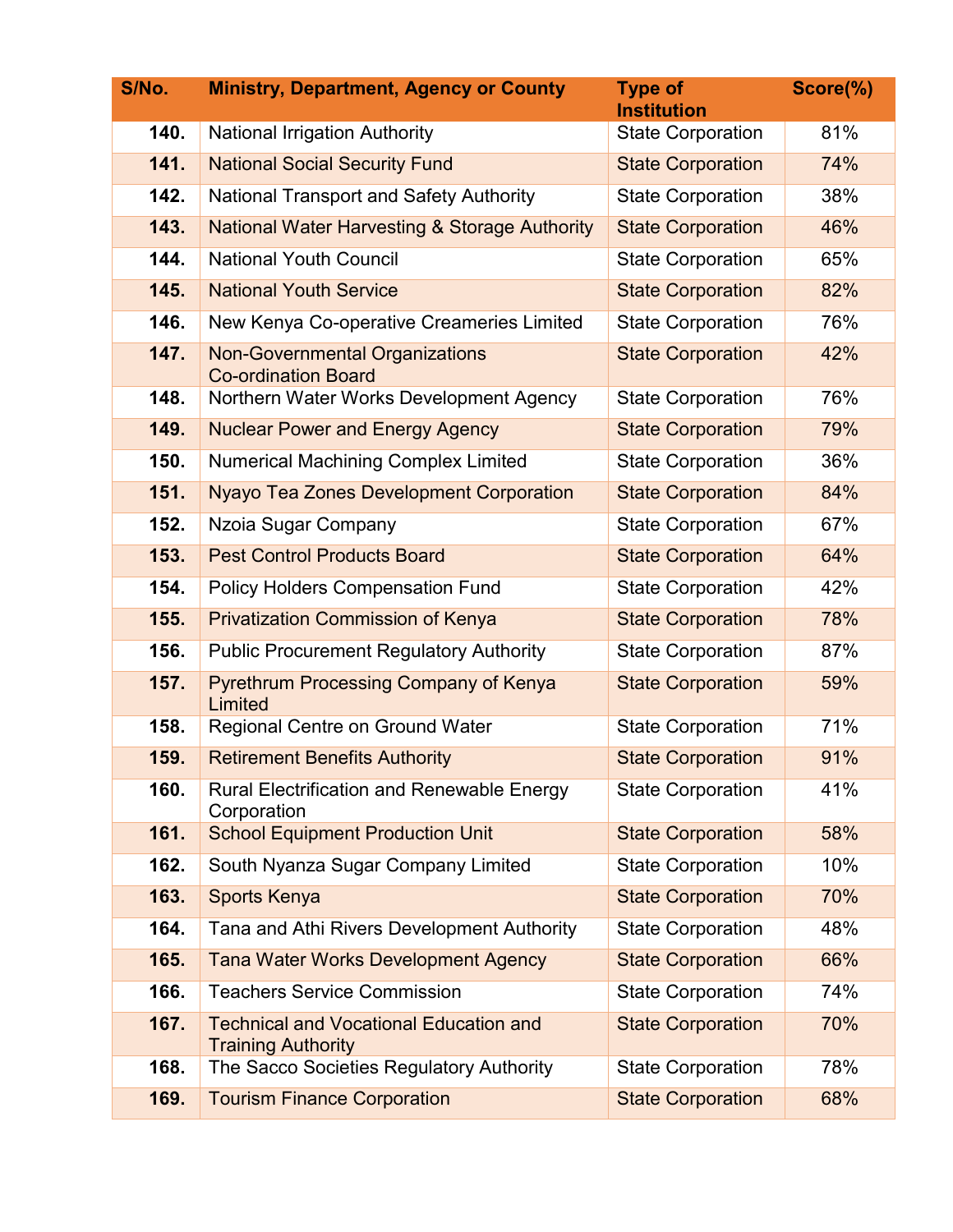| S/No. | Ministry, Department, Agency or County | Type of Institution | Score(%) |
|---|---|---|---|
| 140. | National Irrigation Authority | State Corporation | 81% |
| 141. | National Social Security Fund | State Corporation | 74% |
| 142. | National Transport and Safety Authority | State Corporation | 38% |
| 143. | National Water Harvesting & Storage Authority | State Corporation | 46% |
| 144. | National Youth Council | State Corporation | 65% |
| 145. | National Youth Service | State Corporation | 82% |
| 146. | New Kenya Co-operative Creameries Limited | State Corporation | 76% |
| 147. | Non-Governmental Organizations Co-ordination Board | State Corporation | 42% |
| 148. | Northern Water Works Development Agency | State Corporation | 76% |
| 149. | Nuclear Power and Energy Agency | State Corporation | 79% |
| 150. | Numerical Machining Complex Limited | State Corporation | 36% |
| 151. | Nyayo Tea Zones Development Corporation | State Corporation | 84% |
| 152. | Nzoia Sugar Company | State Corporation | 67% |
| 153. | Pest Control Products Board | State Corporation | 64% |
| 154. | Policy Holders Compensation Fund | State Corporation | 42% |
| 155. | Privatization Commission of Kenya | State Corporation | 78% |
| 156. | Public Procurement Regulatory Authority | State Corporation | 87% |
| 157. | Pyrethrum Processing Company of Kenya Limited | State Corporation | 59% |
| 158. | Regional Centre on Ground Water | State Corporation | 71% |
| 159. | Retirement Benefits Authority | State Corporation | 91% |
| 160. | Rural Electrification and Renewable Energy Corporation | State Corporation | 41% |
| 161. | School Equipment Production Unit | State Corporation | 58% |
| 162. | South Nyanza Sugar Company Limited | State Corporation | 10% |
| 163. | Sports Kenya | State Corporation | 70% |
| 164. | Tana and Athi Rivers Development Authority | State Corporation | 48% |
| 165. | Tana Water Works Development Agency | State Corporation | 66% |
| 166. | Teachers Service Commission | State Corporation | 74% |
| 167. | Technical and Vocational Education and Training Authority | State Corporation | 70% |
| 168. | The Sacco Societies Regulatory Authority | State Corporation | 78% |
| 169. | Tourism Finance Corporation | State Corporation | 68% |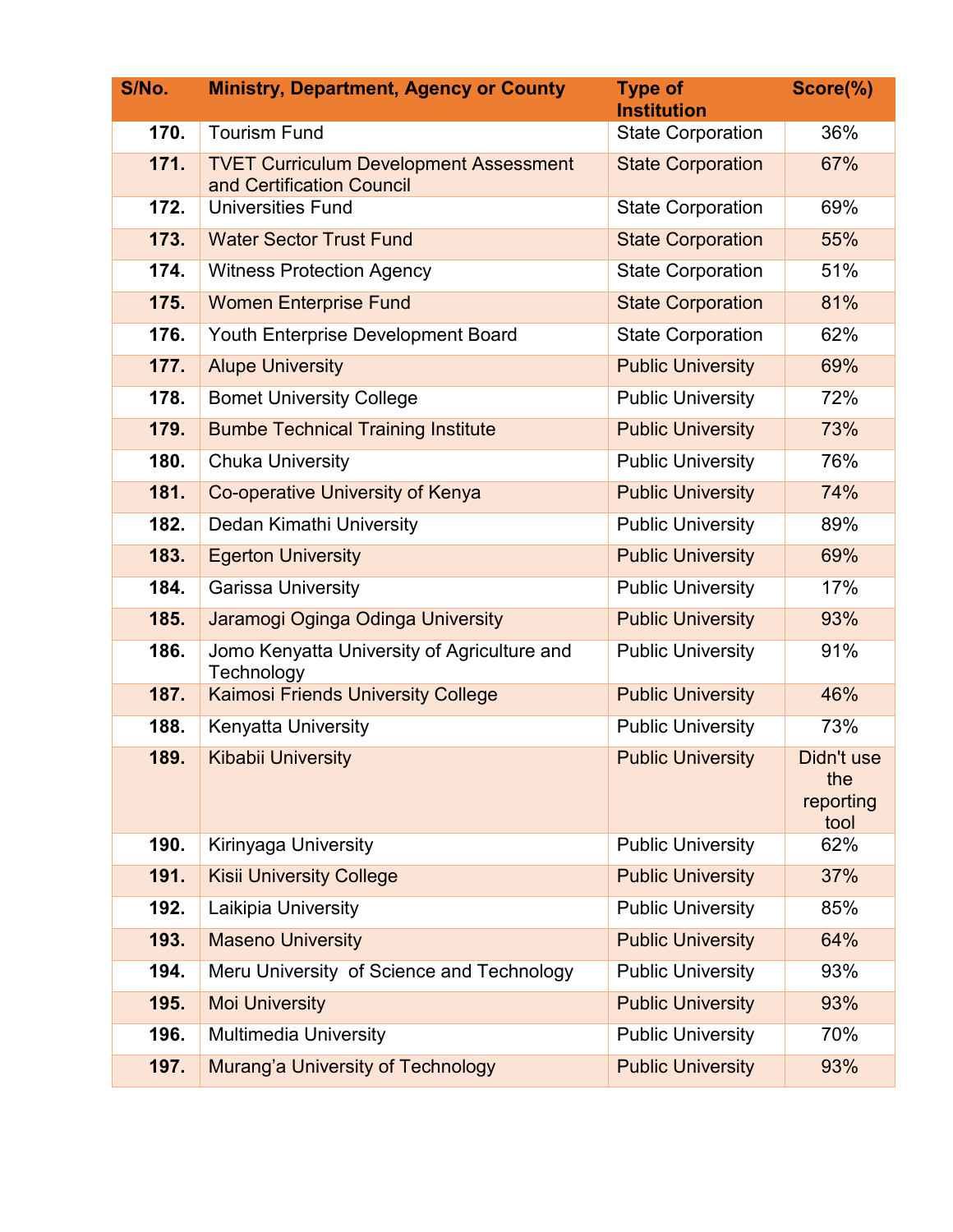| S/No. | Ministry, Department, Agency or County | Type of Institution | Score(%) |
| --- | --- | --- | --- |
| 170. | Tourism Fund | State Corporation | 36% |
| 171. | TVET Curriculum Development Assessment and Certification Council | State Corporation | 67% |
| 172. | Universities Fund | State Corporation | 69% |
| 173. | Water Sector Trust Fund | State Corporation | 55% |
| 174. | Witness Protection Agency | State Corporation | 51% |
| 175. | Women Enterprise Fund | State Corporation | 81% |
| 176. | Youth Enterprise Development Board | State Corporation | 62% |
| 177. | Alupe University | Public University | 69% |
| 178. | Bomet University College | Public University | 72% |
| 179. | Bumbe Technical Training Institute | Public University | 73% |
| 180. | Chuka University | Public University | 76% |
| 181. | Co-operative University of Kenya | Public University | 74% |
| 182. | Dedan Kimathi University | Public University | 89% |
| 183. | Egerton University | Public University | 69% |
| 184. | Garissa University | Public University | 17% |
| 185. | Jaramogi Oginga Odinga University | Public University | 93% |
| 186. | Jomo Kenyatta University of Agriculture and Technology | Public University | 91% |
| 187. | Kaimosi Friends University College | Public University | 46% |
| 188. | Kenyatta University | Public University | 73% |
| 189. | Kibabii University | Public University | Didn't use the reporting tool |
| 190. | Kirinyaga University | Public University | 62% |
| 191. | Kisii University College | Public University | 37% |
| 192. | Laikipia University | Public University | 85% |
| 193. | Maseno University | Public University | 64% |
| 194. | Meru University of Science and Technology | Public University | 93% |
| 195. | Moi University | Public University | 93% |
| 196. | Multimedia University | Public University | 70% |
| 197. | Murang'a University of Technology | Public University | 93% |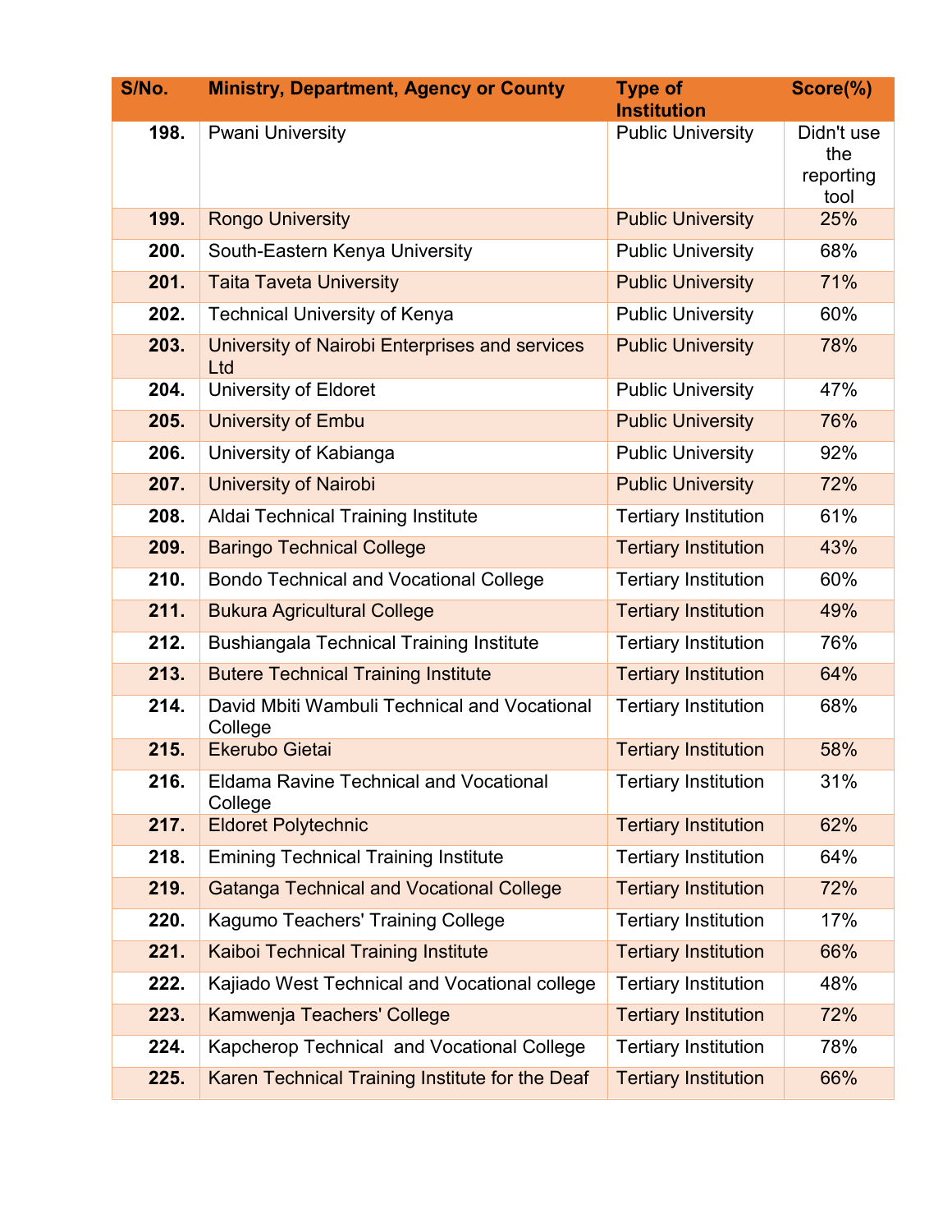| S/No. | Ministry, Department, Agency or County | Type of Institution | Score(%) |
|---|---|---|---|
| 198. | Pwani University | Public University | Didn't use the reporting tool |
| 199. | Rongo University | Public University | 25% |
| 200. | South-Eastern Kenya University | Public University | 68% |
| 201. | Taita Taveta University | Public University | 71% |
| 202. | Technical University of Kenya | Public University | 60% |
| 203. | University of Nairobi Enterprises and services Ltd | Public University | 78% |
| 204. | University of Eldoret | Public University | 47% |
| 205. | University of Embu | Public University | 76% |
| 206. | University of Kabianga | Public University | 92% |
| 207. | University of Nairobi | Public University | 72% |
| 208. | Aldai Technical Training Institute | Tertiary Institution | 61% |
| 209. | Baringo Technical College | Tertiary Institution | 43% |
| 210. | Bondo Technical and Vocational College | Tertiary Institution | 60% |
| 211. | Bukura Agricultural College | Tertiary Institution | 49% |
| 212. | Bushiangala Technical Training Institute | Tertiary Institution | 76% |
| 213. | Butere Technical Training Institute | Tertiary Institution | 64% |
| 214. | David Mbiti Wambuli Technical and Vocational College | Tertiary Institution | 68% |
| 215. | Ekerubo Gietai | Tertiary Institution | 58% |
| 216. | Eldama Ravine Technical and Vocational College | Tertiary Institution | 31% |
| 217. | Eldoret Polytechnic | Tertiary Institution | 62% |
| 218. | Emining Technical Training Institute | Tertiary Institution | 64% |
| 219. | Gatanga Technical and Vocational College | Tertiary Institution | 72% |
| 220. | Kagumo Teachers' Training College | Tertiary Institution | 17% |
| 221. | Kaiboi Technical Training Institute | Tertiary Institution | 66% |
| 222. | Kajiado West Technical and Vocational college | Tertiary Institution | 48% |
| 223. | Kamwenja Teachers' College | Tertiary Institution | 72% |
| 224. | Kapcherop Technical and Vocational College | Tertiary Institution | 78% |
| 225. | Karen Technical Training Institute for the Deaf | Tertiary Institution | 66% |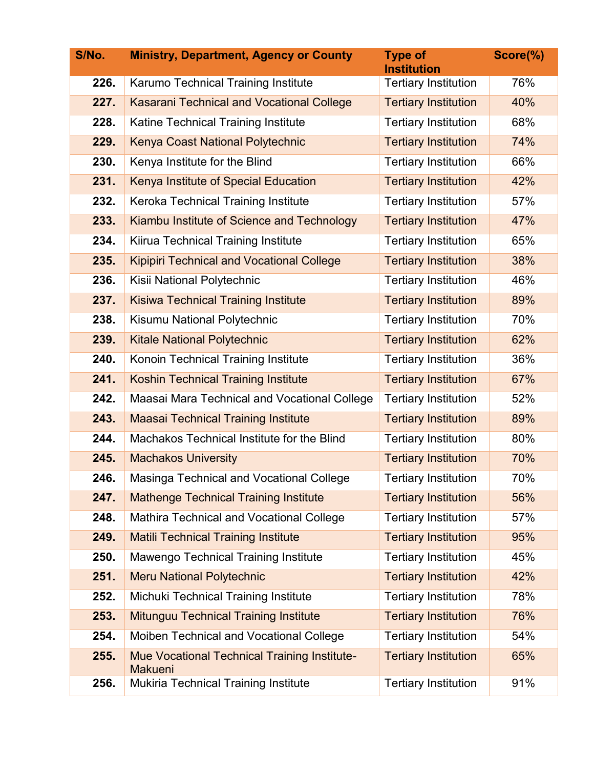| S/No. | Ministry, Department, Agency or County | Type of Institution | Score(%) |
|---|---|---|---|
| 226. | Karumo Technical Training Institute | Tertiary Institution | 76% |
| 227. | Kasarani Technical and Vocational College | Tertiary Institution | 40% |
| 228. | Katine Technical Training Institute | Tertiary Institution | 68% |
| 229. | Kenya Coast National Polytechnic | Tertiary Institution | 74% |
| 230. | Kenya Institute for the Blind | Tertiary Institution | 66% |
| 231. | Kenya Institute of Special Education | Tertiary Institution | 42% |
| 232. | Keroka Technical Training Institute | Tertiary Institution | 57% |
| 233. | Kiambu Institute of Science and Technology | Tertiary Institution | 47% |
| 234. | Kiirua Technical Training Institute | Tertiary Institution | 65% |
| 235. | Kipipiri Technical and Vocational College | Tertiary Institution | 38% |
| 236. | Kisii National Polytechnic | Tertiary Institution | 46% |
| 237. | Kisiwa Technical Training Institute | Tertiary Institution | 89% |
| 238. | Kisumu National Polytechnic | Tertiary Institution | 70% |
| 239. | Kitale National Polytechnic | Tertiary Institution | 62% |
| 240. | Konoin Technical Training Institute | Tertiary Institution | 36% |
| 241. | Koshin Technical Training Institute | Tertiary Institution | 67% |
| 242. | Maasai Mara Technical and Vocational College | Tertiary Institution | 52% |
| 243. | Maasai Technical Training Institute | Tertiary Institution | 89% |
| 244. | Machakos Technical Institute for the Blind | Tertiary Institution | 80% |
| 245. | Machakos University | Tertiary Institution | 70% |
| 246. | Masinga Technical and Vocational College | Tertiary Institution | 70% |
| 247. | Mathenge Technical Training Institute | Tertiary Institution | 56% |
| 248. | Mathira Technical and Vocational College | Tertiary Institution | 57% |
| 249. | Matili Technical Training Institute | Tertiary Institution | 95% |
| 250. | Mawengo Technical Training Institute | Tertiary Institution | 45% |
| 251. | Meru National Polytechnic | Tertiary Institution | 42% |
| 252. | Michuki Technical Training Institute | Tertiary Institution | 78% |
| 253. | Mitunguu Technical Training Institute | Tertiary Institution | 76% |
| 254. | Moiben Technical and Vocational College | Tertiary Institution | 54% |
| 255. | Mue Vocational Technical Training Institute-Makueni | Tertiary Institution | 65% |
| 256. | Mukiria Technical Training Institute | Tertiary Institution | 91% |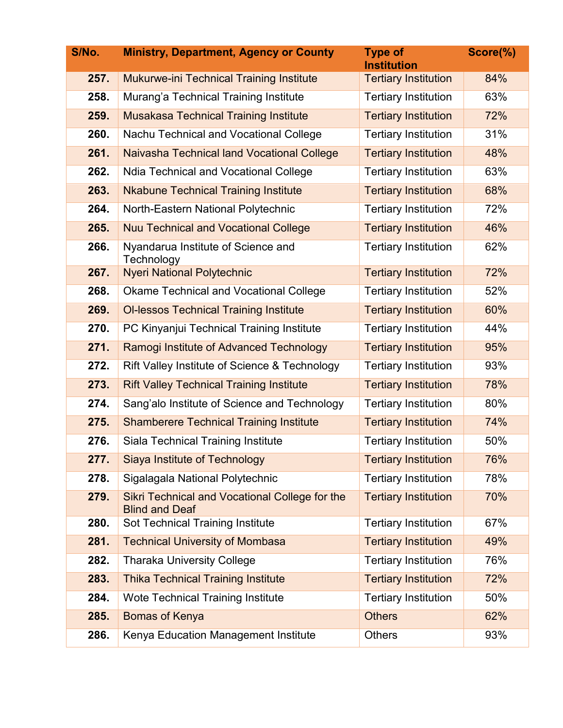| S/No. | Ministry, Department, Agency or County | Type of Institution | Score(%) |
|---|---|---|---|
| 257. | Mukurwe-ini Technical Training Institute | Tertiary Institution | 84% |
| 258. | Murang'a Technical Training Institute | Tertiary Institution | 63% |
| 259. | Musakasa Technical Training Institute | Tertiary Institution | 72% |
| 260. | Nachu Technical and Vocational College | Tertiary Institution | 31% |
| 261. | Naivasha Technical land Vocational College | Tertiary Institution | 48% |
| 262. | Ndia Technical and Vocational College | Tertiary Institution | 63% |
| 263. | Nkabune Technical Training Institute | Tertiary Institution | 68% |
| 264. | North-Eastern National Polytechnic | Tertiary Institution | 72% |
| 265. | Nuu Technical and Vocational College | Tertiary Institution | 46% |
| 266. | Nyandarua Institute of Science and Technology | Tertiary Institution | 62% |
| 267. | Nyeri National Polytechnic | Tertiary Institution | 72% |
| 268. | Okame Technical and Vocational College | Tertiary Institution | 52% |
| 269. | Ol-lessos Technical Training Institute | Tertiary Institution | 60% |
| 270. | PC Kinyanjui Technical Training Institute | Tertiary Institution | 44% |
| 271. | Ramogi Institute of Advanced Technology | Tertiary Institution | 95% |
| 272. | Rift Valley Institute of Science & Technology | Tertiary Institution | 93% |
| 273. | Rift Valley Technical Training Institute | Tertiary Institution | 78% |
| 274. | Sang'alo Institute of Science and Technology | Tertiary Institution | 80% |
| 275. | Shamberere Technical Training Institute | Tertiary Institution | 74% |
| 276. | Siala Technical Training Institute | Tertiary Institution | 50% |
| 277. | Siaya Institute of Technology | Tertiary Institution | 76% |
| 278. | Sigalagala National Polytechnic | Tertiary Institution | 78% |
| 279. | Sikri Technical and Vocational College for the Blind and Deaf | Tertiary Institution | 70% |
| 280. | Sot Technical Training Institute | Tertiary Institution | 67% |
| 281. | Technical University of Mombasa | Tertiary Institution | 49% |
| 282. | Tharaka University College | Tertiary Institution | 76% |
| 283. | Thika Technical Training Institute | Tertiary Institution | 72% |
| 284. | Wote Technical Training Institute | Tertiary Institution | 50% |
| 285. | Bomas of Kenya | Others | 62% |
| 286. | Kenya Education Management Institute | Others | 93% |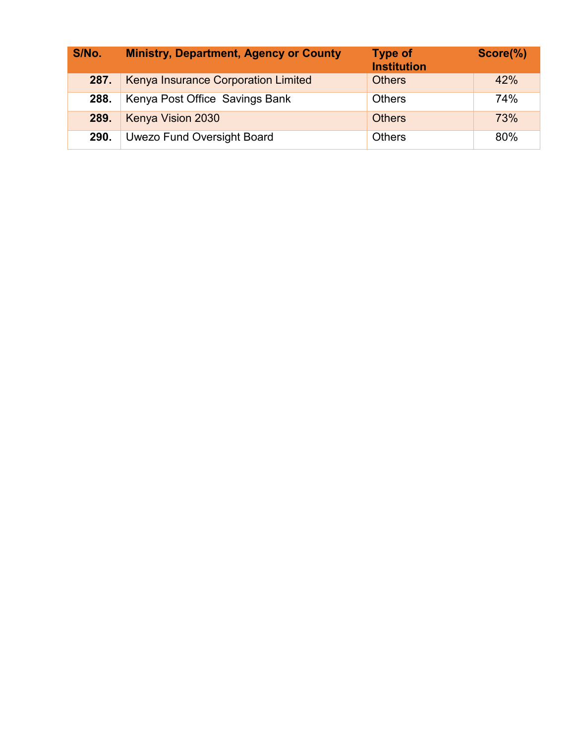| S/No. | Ministry, Department, Agency or County | Type of Institution | Score(%) |
|---|---|---|---|
| **287.** | Kenya Insurance Corporation Limited | Others | 42% |
| **288.** | Kenya Post Office  Savings Bank | Others | 74% |
| **289.** | Kenya Vision 2030 | Others | 73% |
| **290.** | Uwezo Fund Oversight Board | Others | 80% |